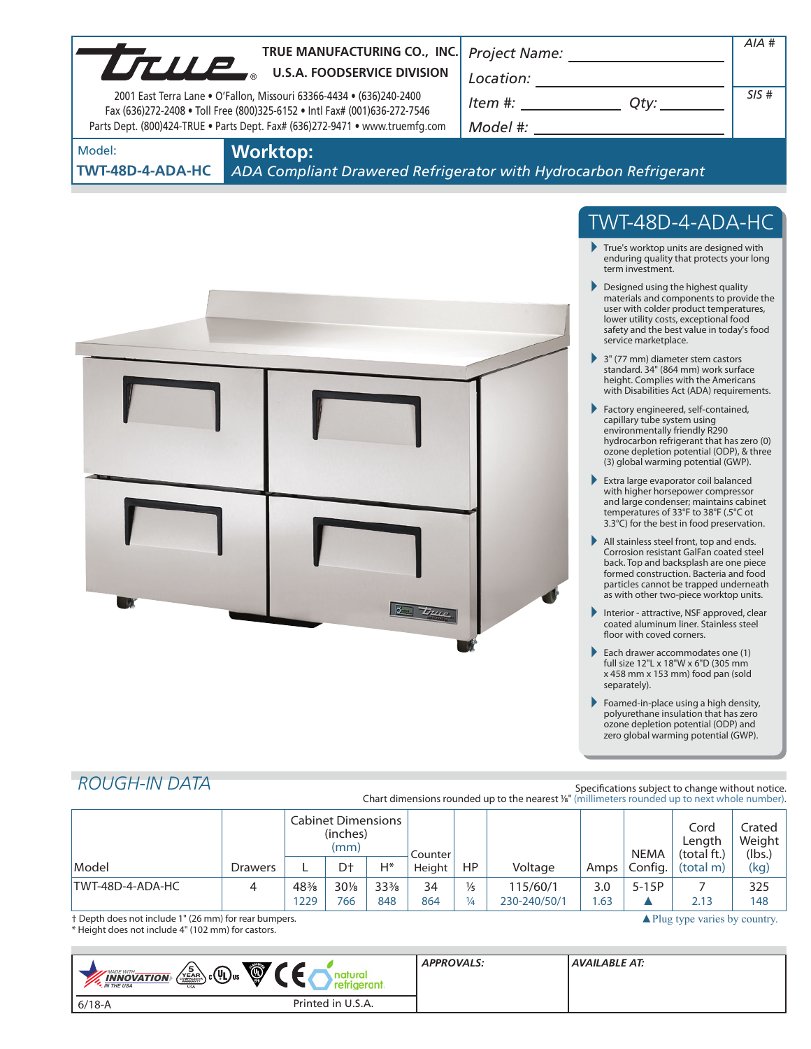**TRUE MANUFACTURING CO., INC.**
**U.S.A. FOODSERVICE DIVISION**

2001 East Terra Lane • O'Fallon, Missouri 63366-4434 • (636)240-2400
Fax (636)272-2408 • Toll Free (800)325-6152 • Intl Fax# (001)636-272-7546
Parts Dept. (800)424-TRUE • Parts Dept. Fax# (636)272-9471 • www.truemfg.com

Project Name: ______________________

Location: ______________________

Item #: ____________ Qty: ________

Model #: ______________________

AIA #

SIS #

Model:
**TWT-48D-4-ADA-HC**

# Worktop:

*ADA Compliant Drawered Refrigerator with Hydrocarbon Refrigerant*

## TWT-48D-4-ADA-HC

- True's worktop units are designed with enduring quality that protects your long term investment.
- Designed using the highest quality materials and components to provide the user with colder product temperatures, lower utility costs, exceptional food safety and the best value in today's food service marketplace.
- 3" (77 mm) diameter stem castors standard. 34" (864 mm) work surface height. Complies with the Americans with Disabilities Act (ADA) requirements.
- Factory engineered, self-contained, capillary tube system using environmentally friendly R290 hydrocarbon refrigerant that has zero (0) ozone depletion potential (ODP), & three (3) global warming potential (GWP).
- Extra large evaporator coil balanced with higher horsepower compressor and large condenser; maintains cabinet temperatures of 33°F to 38°F (.5°C ot 3.3°C) for the best in food preservation.
- All stainless steel front, top and ends. Corrosion resistant GalFan coated steel back. Top and backsplash are one piece formed construction. Bacteria and food particles cannot be trapped underneath as with other two-piece worktop units.
- Interior - attractive, NSF approved, clear coated aluminum liner. Stainless steel floor with coved corners.
- Each drawer accommodates one (1) full size 12"L x 18"W x 6"D (305 mm x 458 mm x 153 mm) food pan (sold separately).
- Foamed-in-place using a high density, polyurethane insulation that has zero ozone depletion potential (ODP) and zero global warming potential (GWP).

## *ROUGH-IN DATA*

Specifications subject to change without notice.
Chart dimensions rounded up to the nearest ⅛" (millimeters rounded up to next whole number).

| Model | Drawers | Cabinet Dimensions (inches) (mm) L | D† | H* | Counter Height | HP | Voltage | Amps | NEMA Config. | Cord Length (total ft.) (total m) | Crated Weight (lbs.) (kg) |
|---|---|---|---|---|---|---|---|---|---|---|---|
| TWT-48D-4-ADA-HC | 4 | 48⅜<br>1229 | 30⅛<br>766 | 33⅜<br>848 | 34<br>864 | ⅓<br>¼ | 115/60/1<br>230-240/50/1 | 3.0<br>1.63 | 5-15P<br>▲ | 7<br>2.13 | 325<br>148 |

† Depth does not include 1" (26 mm) for rear bumpers.
\* Height does not include 4" (102 mm) for castors.

▲Plug type varies by country.

MADE WITH INNOVATION IN THE USA | 5 YEAR COMPRESSOR WARRANTY | c UL us | natural refrigerant

**APPROVALS:**

**AVAILABLE AT:**

6/18-A

Printed in U.S.A.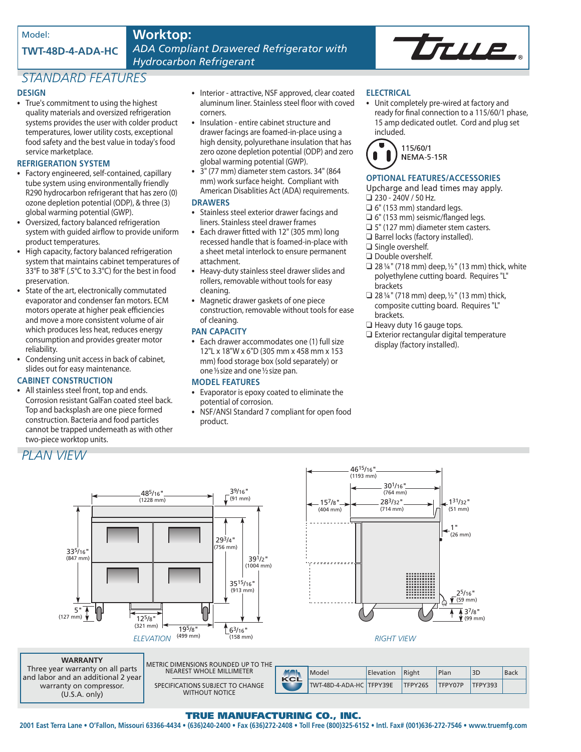Model:

**TWT-48D-4-ADA-HC**

# Worktop:

*ADA Compliant Drawered Refrigerator with Hydrocarbon Refrigerant*

## STANDARD FEATURES

### DESIGN

- True's commitment to using the highest quality materials and oversized refrigeration systems provides the user with colder product temperatures, lower utility costs, exceptional food safety and the best value in today's food service marketplace.

### REFRIGERATION SYSTEM

- Factory engineered, self-contained, capillary tube system using environmentally friendly R290 hydrocarbon refrigerant that has zero (0) ozone depletion potential (ODP), & three (3) global warming potential (GWP).
- Oversized, factory balanced refrigeration system with guided airflow to provide uniform product temperatures.
- High capacity, factory balanced refrigeration system that maintains cabinet temperatures of 33°F to 38°F (.5°C to 3.3°C) for the best in food preservation.
- State of the art, electronically commutated evaporator and condenser fan motors. ECM motors operate at higher peak efficiencies and move a more consistent volume of air which produces less heat, reduces energy consumption and provides greater motor reliability.
- Condensing unit access in back of cabinet, slides out for easy maintenance.

### CABINET CONSTRUCTION

- All stainless steel front, top and ends. Corrosion resistant GalFan coated steel back. Top and backsplash are one piece formed construction. Bacteria and food particles cannot be trapped underneath as with other two-piece worktop units.
- Interior - attractive, NSF approved, clear coated aluminum liner. Stainless steel floor with coved corners.
- Insulation - entire cabinet structure and drawer facings are foamed-in-place using a high density, polyurethane insulation that has zero ozone depletion potential (ODP) and zero global warming potential (GWP).
- 3" (77 mm) diameter stem castors. 34" (864 mm) work surface height. Compliant with American Disablities Act (ADA) requirements.

### DRAWERS

- Stainless steel exterior drawer facings and liners. Stainless steel drawer frames
- Each drawer fitted with 12" (305 mm) long recessed handle that is foamed-in-place with a sheet metal interlock to ensure permanent attachment.
- Heavy-duty stainless steel drawer slides and rollers, removable without tools for easy cleaning.
- Magnetic drawer gaskets of one piece construction, removable without tools for ease of cleaning.

### PAN CAPACITY

- Each drawer accommodates one (1) full size 12"L x 18"W x 6"D (305 mm x 458 mm x 153 mm) food storage box (sold separately) or one ⅓ size and one ½ size pan.

### MODEL FEATURES

- Evaporator is epoxy coated to eliminate the potential of corrosion.
- NSF/ANSI Standard 7 compliant for open food product.

### ELECTRICAL

- Unit completely pre-wired at factory and ready for final connection to a 115/60/1 phase, 15 amp dedicated outlet. Cord and plug set included.

115/60/1
NEMA-5-15R

### OPTIONAL FEATURES/ACCESSORIES

Upcharge and lead times may apply.

- ❑ 230 - 240V / 50 Hz.
- ❑ 6" (153 mm) standard legs.
- ❑ 6" (153 mm) seismic/flanged legs.
- ❑ 5" (127 mm) diameter stem casters.
- ❑ Barrel locks (factory installed).
- ❑ Single overshelf.
- ❑ Double overshelf.
- ❑ 28 ¼" (718 mm) deep, ½" (13 mm) thick, white polyethylene cutting board. Requires "L" brackets
- ❑ 28 ¼" (718 mm) deep, ½" (13 mm) thick, composite cutting board. Requires "L" brackets.
- ❑ Heavy duty 16 gauge tops.
- ❑ Exterior rectangular digital temperature display (factory installed).

## PLAN VIEW

48 5/16" (1228 mm)
3 9/16" (91 mm)
29 3/4" (756 mm)
33 5/16" (847 mm)
39 1/2" (1004 mm)
35 15/16" (913 mm)
5" (127 mm)
12 5/8" (321 mm)
19 5/8" (499 mm)
6 3/16" (158 mm)

*ELEVATION*

46 15/16" (1193 mm)
30 1/16" (764 mm)
15 7/8" (404 mm)
28 3/32" (714 mm)
1 31/32" (51 mm)
1" (26 mm)
2 5/16" (59 mm)
3 7/8" (99 mm)

*RIGHT VIEW*

**WARRANTY**
Three year warranty on all parts and labor and an additional 2 year warranty on compressor.
(U.S.A. only)

METRIC DIMENSIONS ROUNDED UP TO THE NEAREST WHOLE MILLIMETER

SPECIFICATIONS SUBJECT TO CHANGE WITHOUT NOTICE

| Model | Elevation | Right | Plan | 3D | Back |
|---|---|---|---|---|---|
| TWT-48D-4-ADA-HC | TFPY39E | TFPY26S | TFPY07P | TFPY393 | |

**TRUE MANUFACTURING CO., INC.**

2001 East Terra Lane • O'Fallon, Missouri 63366-4434 • (636)240-2400 • Fax (636)272-2408 • Toll Free (800)325-6152 • Intl. Fax# (001)636-272-7546 • www.truemfg.com